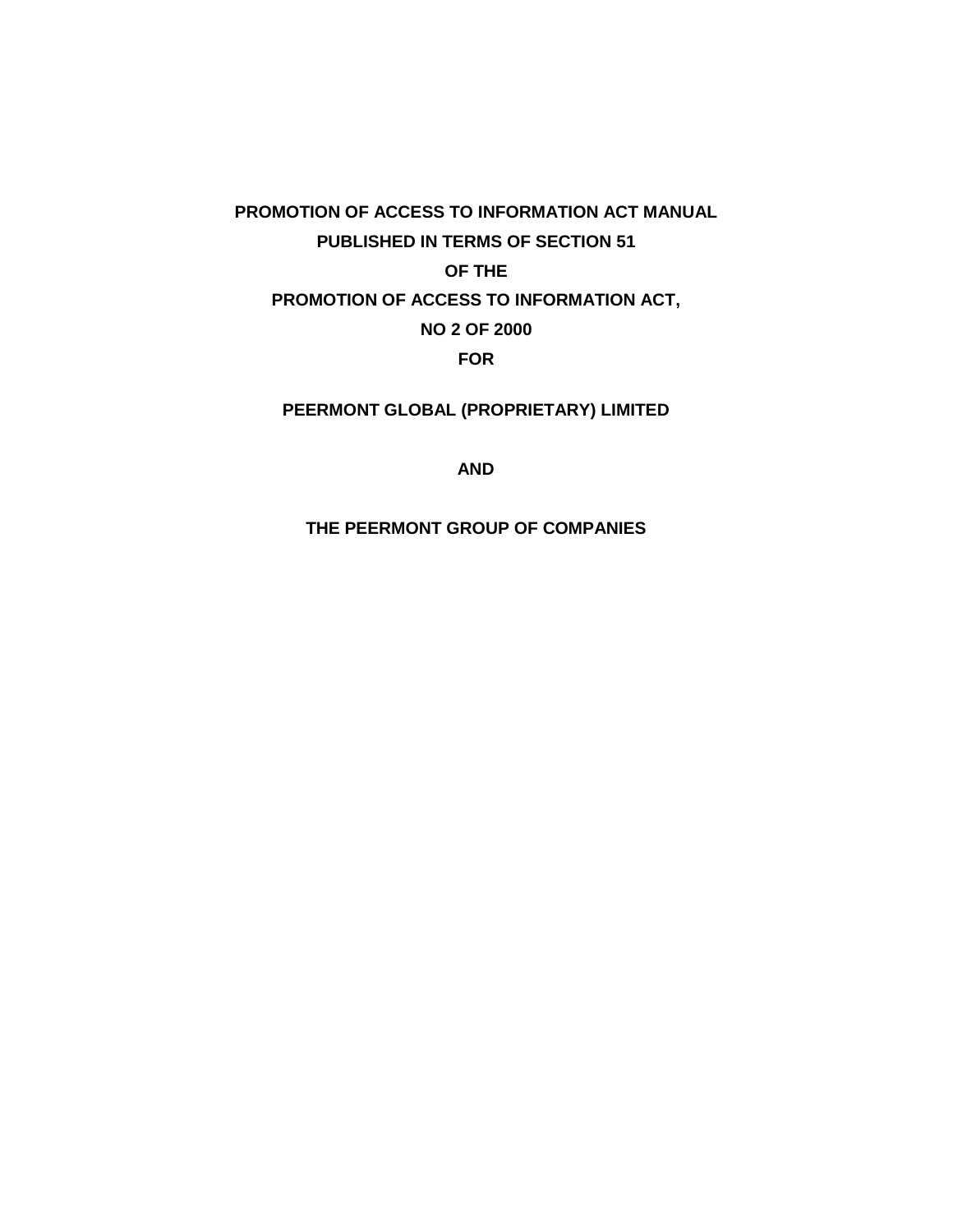**PROMOTION OF ACCESS TO INFORMATION ACT MANUAL**

**PUBLISHED IN TERMS OF SECTION 51**

**OF THE**

**PROMOTION OF ACCESS TO INFORMATION ACT,**

**NO 2 OF 2000**

**FOR**

**PEERMONT GLOBAL (PROPRIETARY) LIMITED**

**AND**

**THE PEERMONT GROUP OF COMPANIES**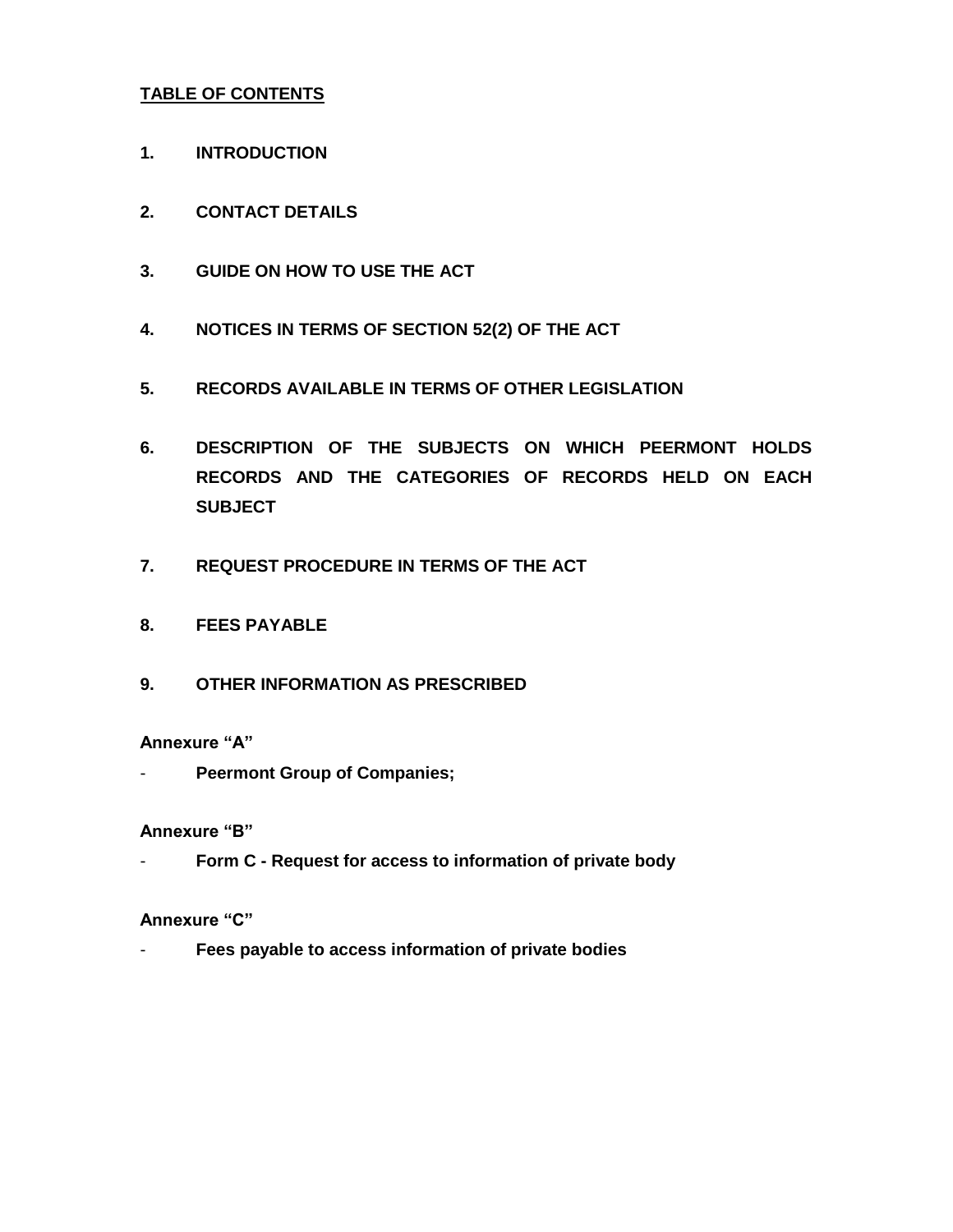## TABLE OF CONTENTS

**1. INTRODUCTION**

**2. CONTACT DETAILS**

**3. GUIDE ON HOW TO USE THE ACT**

**4. NOTICES IN TERMS OF SECTION 52(2) OF THE ACT**

**5. RECORDS AVAILABLE IN TERMS OF OTHER LEGISLATION**

**6. DESCRIPTION OF THE SUBJECTS ON WHICH PEERMONT HOLDS RECORDS AND THE CATEGORIES OF RECORDS HELD ON EACH SUBJECT**

**7. REQUEST PROCEDURE IN TERMS OF THE ACT**

**8. FEES PAYABLE**

**9. OTHER INFORMATION AS PRESCRIBED**

**Annexure "A"**

- **Peermont Group of Companies;**

**Annexure "B"**

- **Form C - Request for access to information of private body**

**Annexure "C"**

- **Fees payable to access information of private bodies**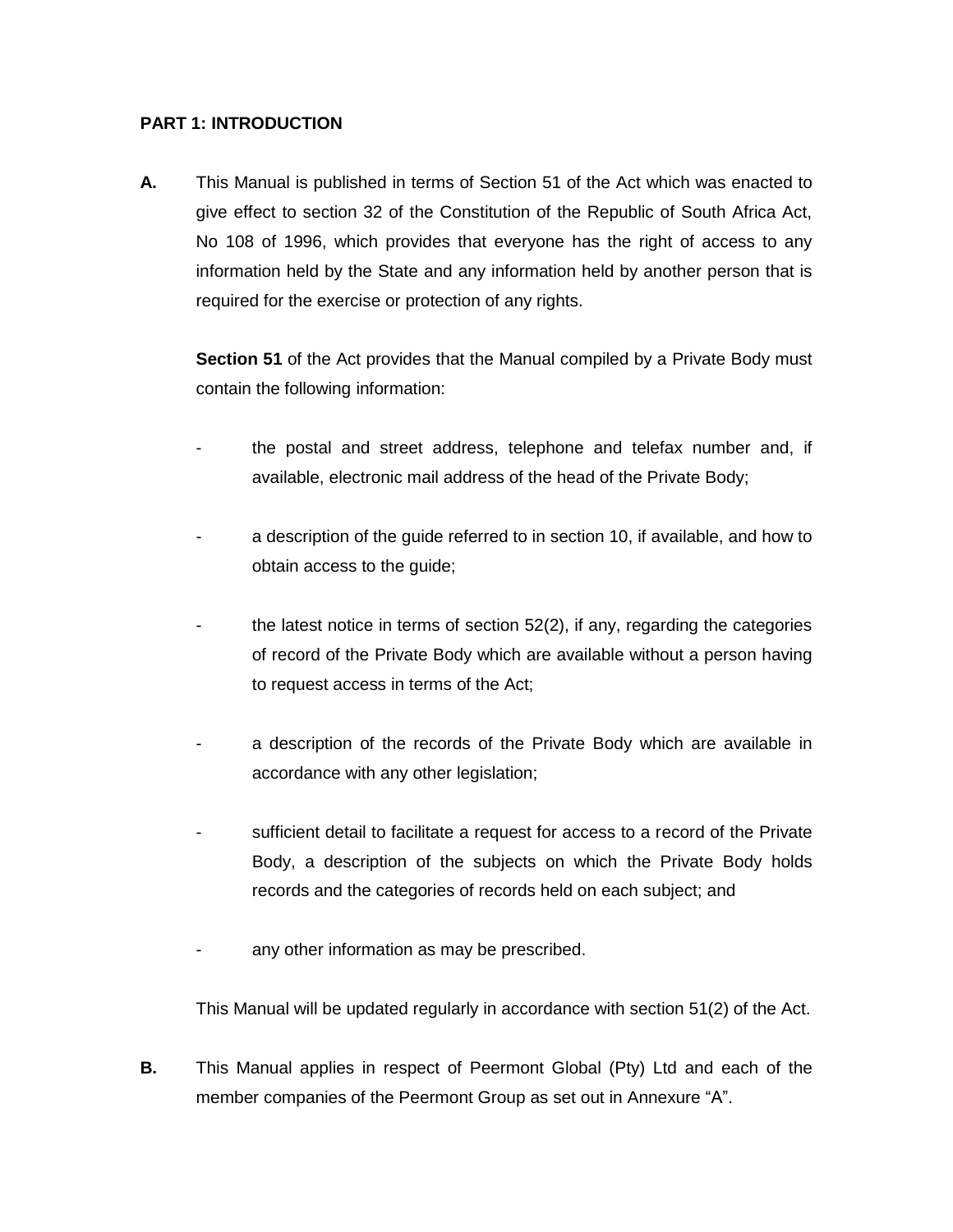## PART 1: INTRODUCTION

**A.** This Manual is published in terms of Section 51 of the Act which was enacted to give effect to section 32 of the Constitution of the Republic of South Africa Act, No 108 of 1996, which provides that everyone has the right of access to any information held by the State and any information held by another person that is required for the exercise or protection of any rights.

**Section 51** of the Act provides that the Manual compiled by a Private Body must contain the following information:

- the postal and street address, telephone and telefax number and, if available, electronic mail address of the head of the Private Body;
- a description of the guide referred to in section 10, if available, and how to obtain access to the guide;
- the latest notice in terms of section 52(2), if any, regarding the categories of record of the Private Body which are available without a person having to request access in terms of the Act;
- a description of the records of the Private Body which are available in accordance with any other legislation;
- sufficient detail to facilitate a request for access to a record of the Private Body, a description of the subjects on which the Private Body holds records and the categories of records held on each subject; and
- any other information as may be prescribed.

This Manual will be updated regularly in accordance with section 51(2) of the Act.

**B.** This Manual applies in respect of Peermont Global (Pty) Ltd and each of the member companies of the Peermont Group as set out in Annexure "A".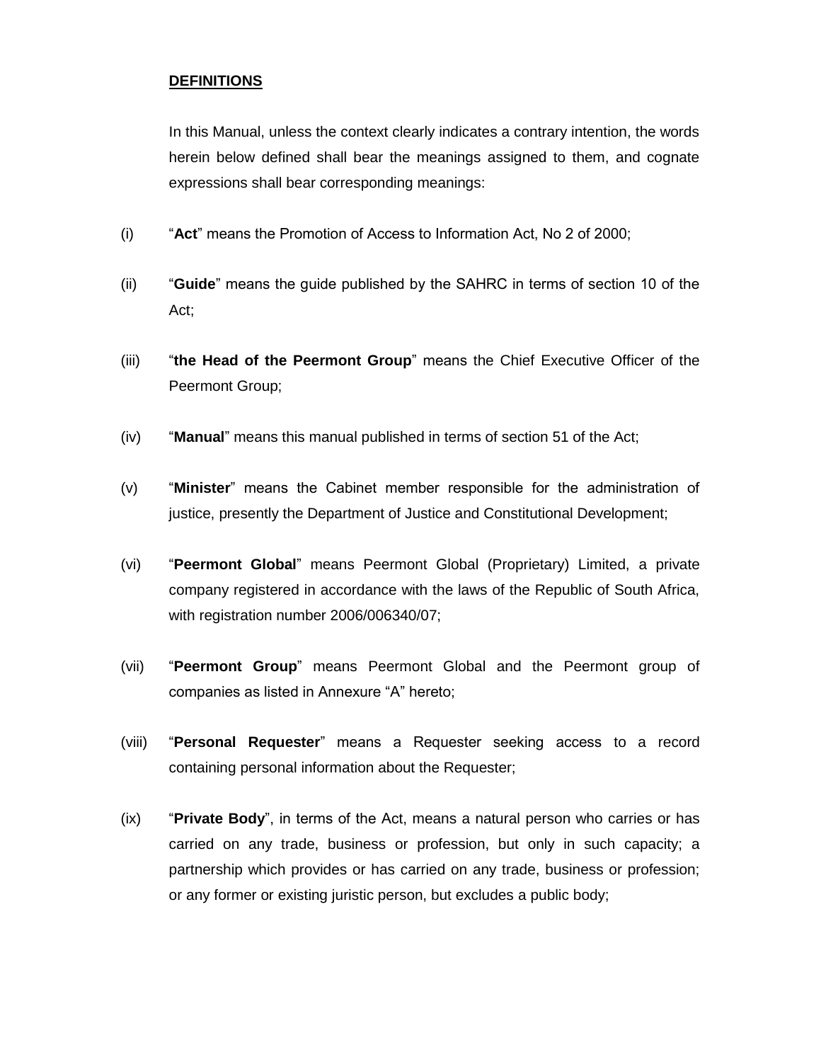## **DEFINITIONS**

In this Manual, unless the context clearly indicates a contrary intention, the words herein below defined shall bear the meanings assigned to them, and cognate expressions shall bear corresponding meanings:

(i) "**Act**" means the Promotion of Access to Information Act, No 2 of 2000;

(ii) "**Guide**" means the guide published by the SAHRC in terms of section 10 of the Act;

(iii) "**the Head of the Peermont Group**" means the Chief Executive Officer of the Peermont Group;

(iv) "**Manual**" means this manual published in terms of section 51 of the Act;

(v) "**Minister**" means the Cabinet member responsible for the administration of justice, presently the Department of Justice and Constitutional Development;

(vi) "**Peermont Global**" means Peermont Global (Proprietary) Limited, a private company registered in accordance with the laws of the Republic of South Africa, with registration number 2006/006340/07;

(vii) "**Peermont Group**" means Peermont Global and the Peermont group of companies as listed in Annexure "A" hereto;

(viii) "**Personal Requester**" means a Requester seeking access to a record containing personal information about the Requester;

(ix) "**Private Body**", in terms of the Act, means a natural person who carries or has carried on any trade, business or profession, but only in such capacity; a partnership which provides or has carried on any trade, business or profession; or any former or existing juristic person, but excludes a public body;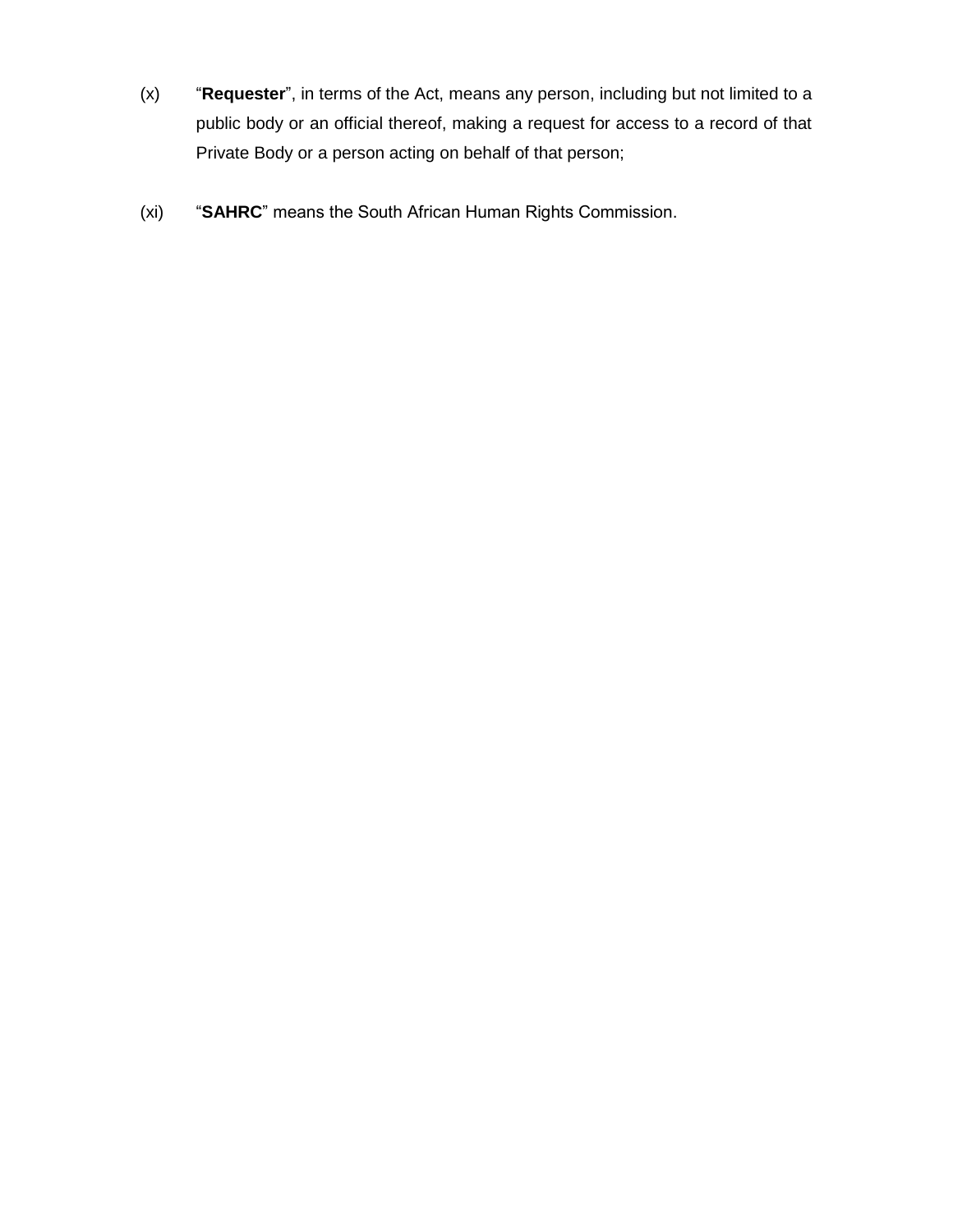(x) “**Requester**”, in terms of the Act, means any person, including but not limited to a public body or an official thereof, making a request for access to a record of that Private Body or a person acting on behalf of that person;

(xi) “**SAHRC**” means the South African Human Rights Commission.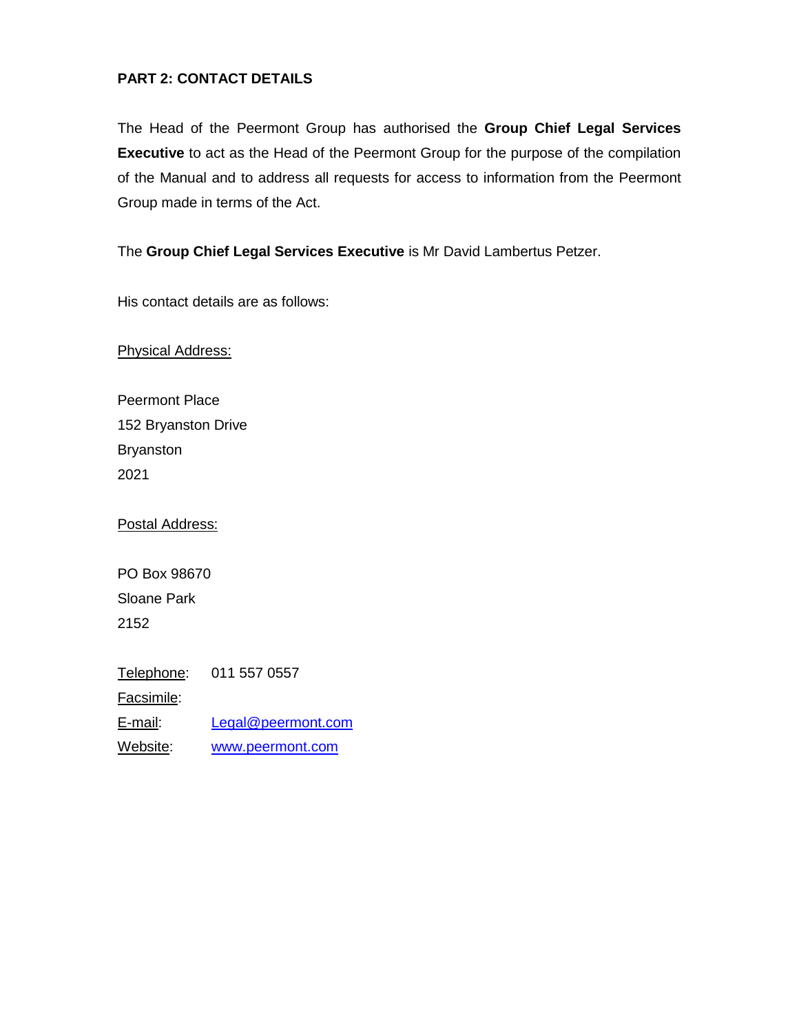## PART 2: CONTACT DETAILS

The Head of the Peermont Group has authorised the **Group Chief Legal Services Executive** to act as the Head of the Peermont Group for the purpose of the compilation of the Manual and to address all requests for access to information from the Peermont Group made in terms of the Act.

The **Group Chief Legal Services Executive** is Mr David Lambertus Petzer.

His contact details are as follows:

Physical Address:

Peermont Place
152 Bryanston Drive
Bryanston
2021

Postal Address:

PO Box 98670
Sloane Park
2152

Telephone: 011 557 0557
Facsimile:
E-mail: Legal@peermont.com
Website: www.peermont.com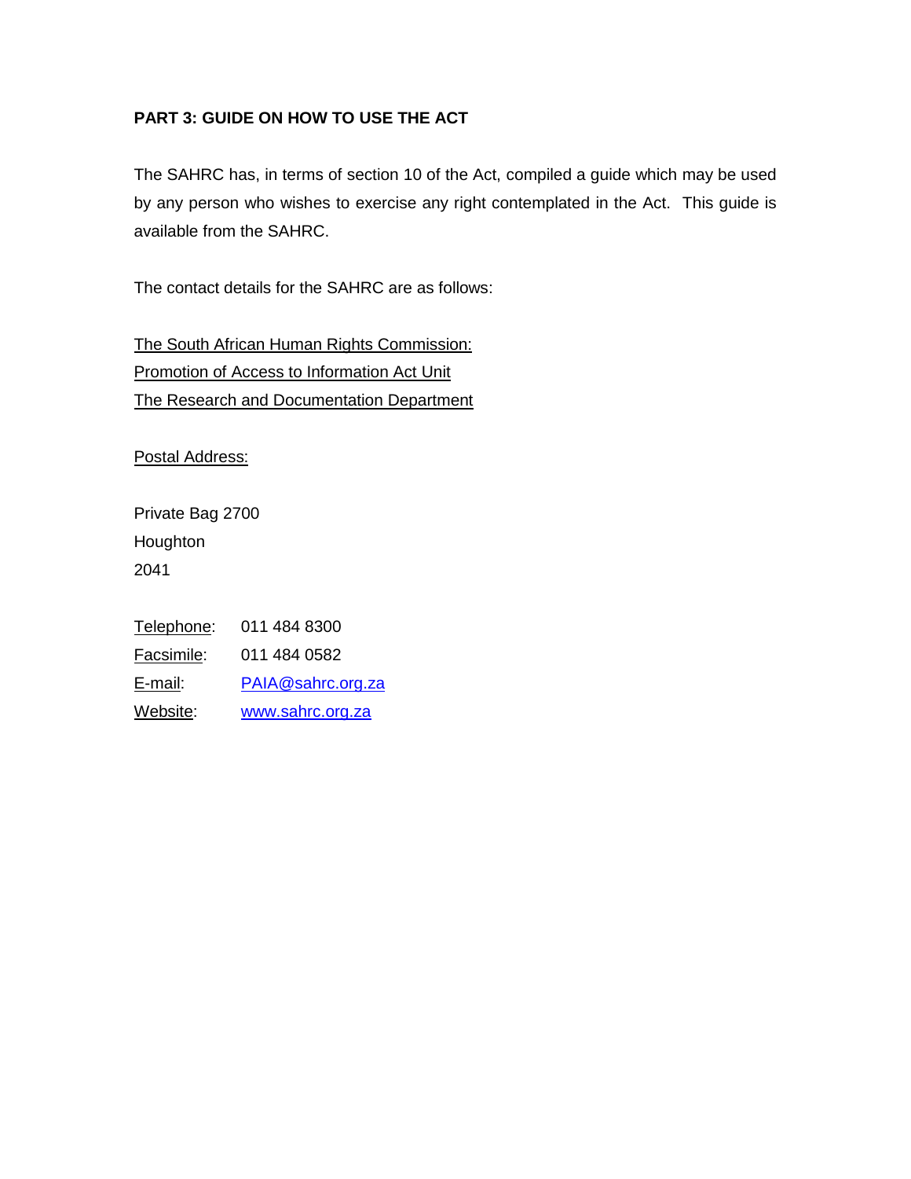## PART 3: GUIDE ON HOW TO USE THE ACT

The SAHRC has, in terms of section 10 of the Act, compiled a guide which may be used by any person who wishes to exercise any right contemplated in the Act. This guide is available from the SAHRC.

The contact details for the SAHRC are as follows:

The South African Human Rights Commission:
Promotion of Access to Information Act Unit
The Research and Documentation Department

Postal Address:

Private Bag 2700
Houghton
2041

Telephone: 011 484 8300
Facsimile: 011 484 0582
E-mail: PAIA@sahrc.org.za
Website: www.sahrc.org.za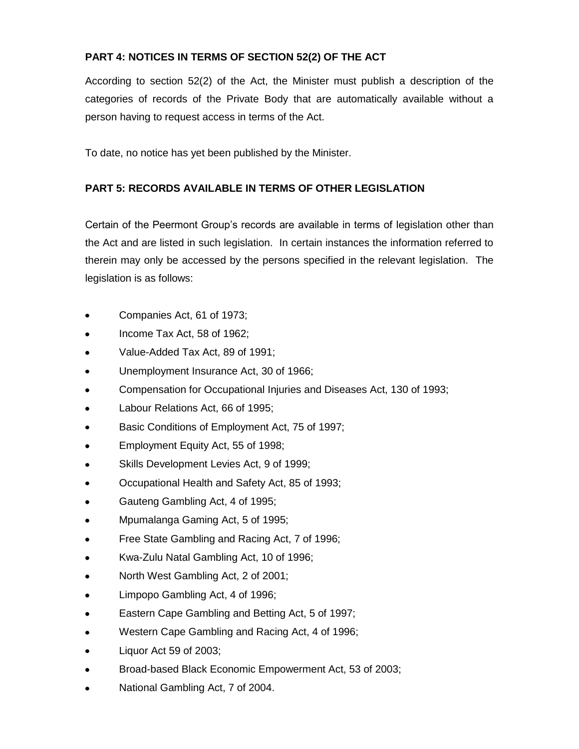**PART 4: NOTICES IN TERMS OF SECTION 52(2) OF THE ACT**

According to section 52(2) of the Act, the Minister must publish a description of the categories of records of the Private Body that are automatically available without a person having to request access in terms of the Act.

To date, no notice has yet been published by the Minister.

**PART 5: RECORDS AVAILABLE IN TERMS OF OTHER LEGISLATION**

Certain of the Peermont Group's records are available in terms of legislation other than the Act and are listed in such legislation. In certain instances the information referred to therein may only be accessed by the persons specified in the relevant legislation. The legislation is as follows:

- Companies Act, 61 of 1973;
- Income Tax Act, 58 of 1962;
- Value-Added Tax Act, 89 of 1991;
- Unemployment Insurance Act, 30 of 1966;
- Compensation for Occupational Injuries and Diseases Act, 130 of 1993;
- Labour Relations Act, 66 of 1995;
- Basic Conditions of Employment Act, 75 of 1997;
- Employment Equity Act, 55 of 1998;
- Skills Development Levies Act, 9 of 1999;
- Occupational Health and Safety Act, 85 of 1993;
- Gauteng Gambling Act, 4 of 1995;
- Mpumalanga Gaming Act, 5 of 1995;
- Free State Gambling and Racing Act, 7 of 1996;
- Kwa-Zulu Natal Gambling Act, 10 of 1996;
- North West Gambling Act, 2 of 2001;
- Limpopo Gambling Act, 4 of 1996;
- Eastern Cape Gambling and Betting Act, 5 of 1997;
- Western Cape Gambling and Racing Act, 4 of 1996;
- Liquor Act 59 of 2003;
- Broad-based Black Economic Empowerment Act, 53 of 2003;
- National Gambling Act, 7 of 2004.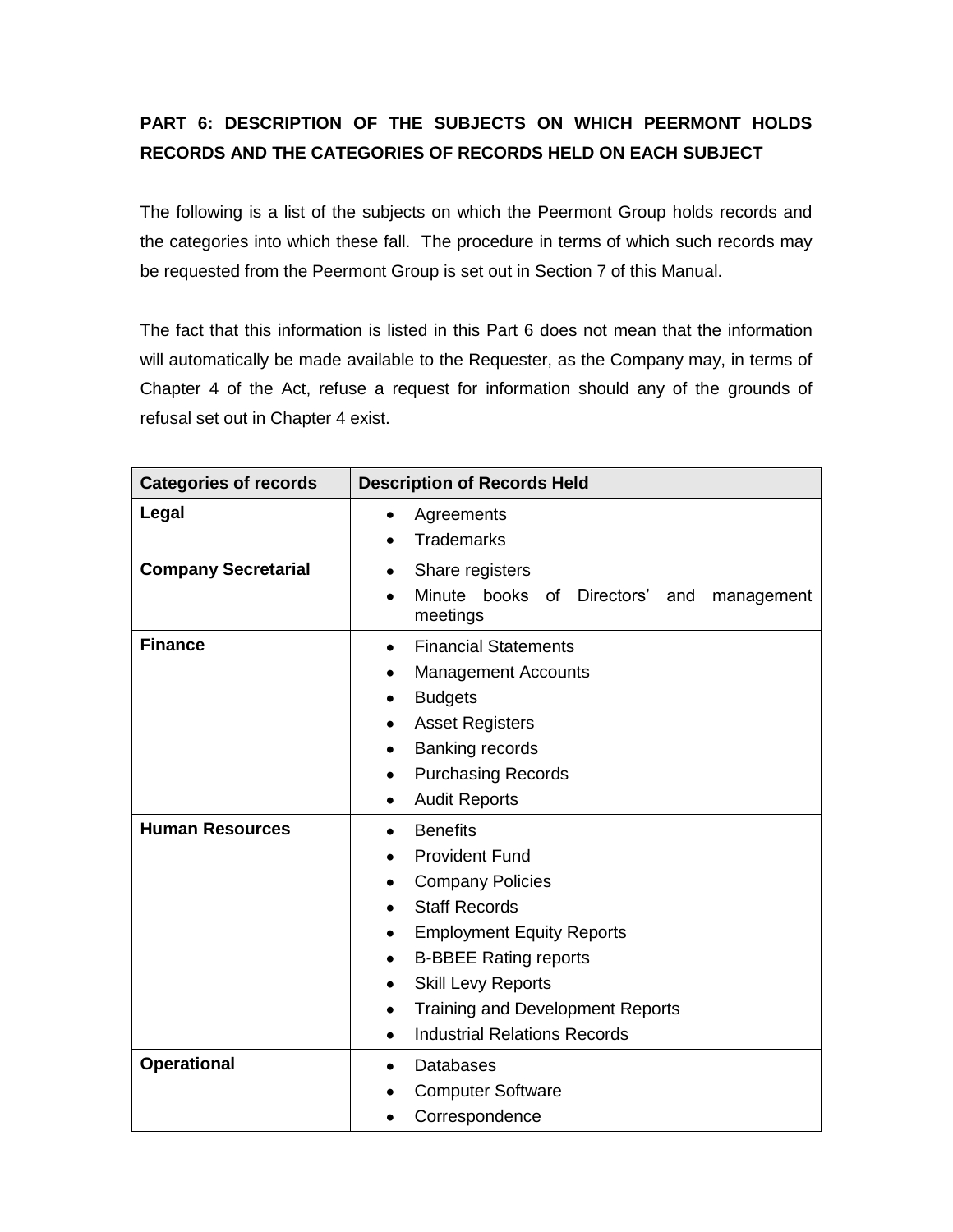## PART 6: DESCRIPTION OF THE SUBJECTS ON WHICH PEERMONT HOLDS RECORDS AND THE CATEGORIES OF RECORDS HELD ON EACH SUBJECT

The following is a list of the subjects on which the Peermont Group holds records and the categories into which these fall. The procedure in terms of which such records may be requested from the Peermont Group is set out in Section 7 of this Manual.

The fact that this information is listed in this Part 6 does not mean that the information will automatically be made available to the Requester, as the Company may, in terms of Chapter 4 of the Act, refuse a request for information should any of the grounds of refusal set out in Chapter 4 exist.

| Categories of records | Description of Records Held |
|---|---|
| **Legal** | • Agreements<br>• Trademarks |
| **Company Secretarial** | • Share registers<br>• Minute books of Directors' and management meetings |
| **Finance** | • Financial Statements<br>• Management Accounts<br>• Budgets<br>• Asset Registers<br>• Banking records<br>• Purchasing Records<br>• Audit Reports |
| **Human Resources** | • Benefits<br>• Provident Fund<br>• Company Policies<br>• Staff Records<br>• Employment Equity Reports<br>• B-BBEE Rating reports<br>• Skill Levy Reports<br>• Training and Development Reports<br>• Industrial Relations Records |
| **Operational** | • Databases<br>• Computer Software<br>• Correspondence |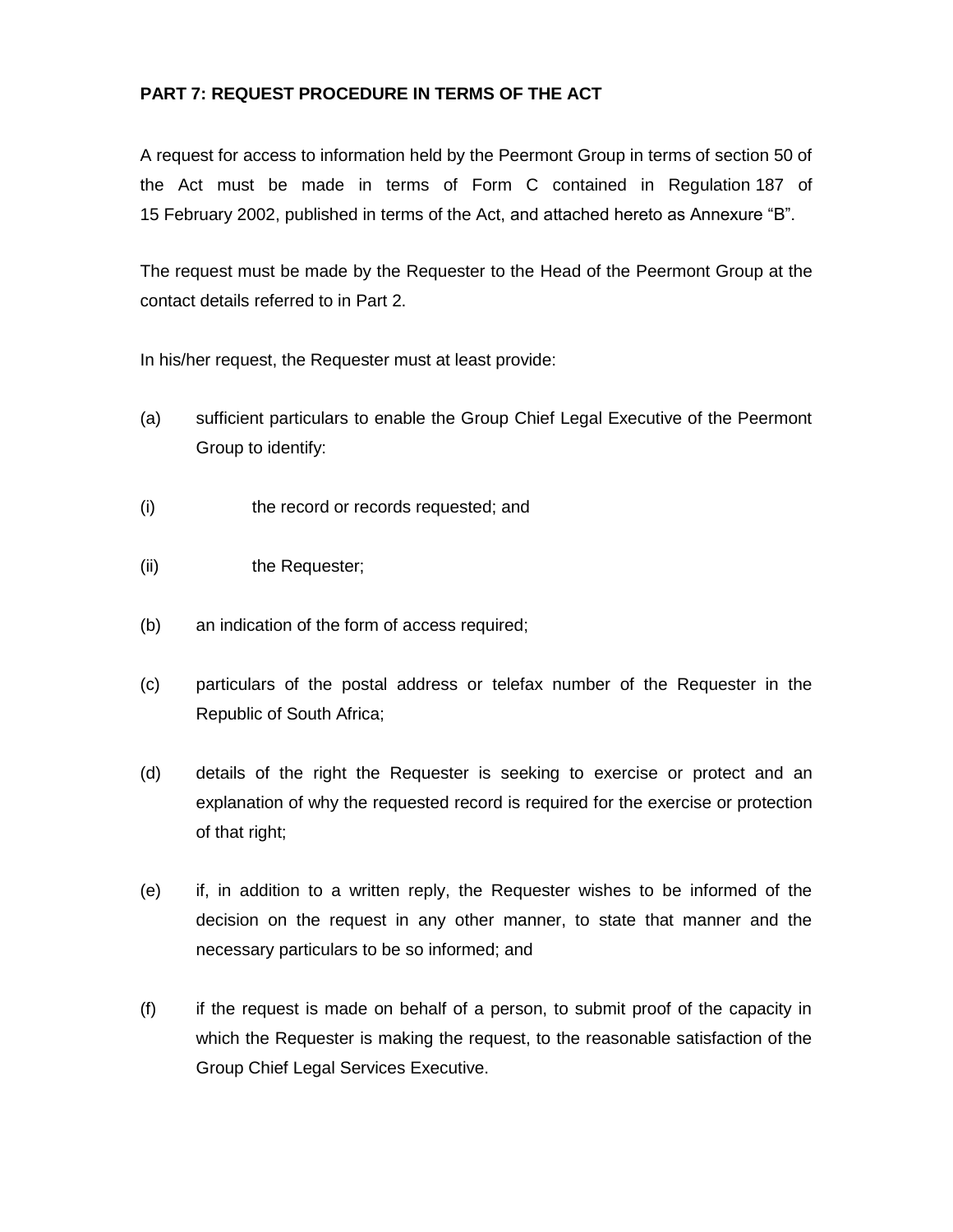**PART 7: REQUEST PROCEDURE IN TERMS OF THE ACT**

A request for access to information held by the Peermont Group in terms of section 50 of the Act must be made in terms of Form C contained in Regulation 187 of 15 February 2002, published in terms of the Act, and attached hereto as Annexure "B".

The request must be made by the Requester to the Head of the Peermont Group at the contact details referred to in Part 2.

In his/her request, the Requester must at least provide:

(a) sufficient particulars to enable the Group Chief Legal Executive of the Peermont Group to identify:

(i) the record or records requested; and

(ii) the Requester;

(b) an indication of the form of access required;

(c) particulars of the postal address or telefax number of the Requester in the Republic of South Africa;

(d) details of the right the Requester is seeking to exercise or protect and an explanation of why the requested record is required for the exercise or protection of that right;

(e) if, in addition to a written reply, the Requester wishes to be informed of the decision on the request in any other manner, to state that manner and the necessary particulars to be so informed; and

(f) if the request is made on behalf of a person, to submit proof of the capacity in which the Requester is making the request, to the reasonable satisfaction of the Group Chief Legal Services Executive.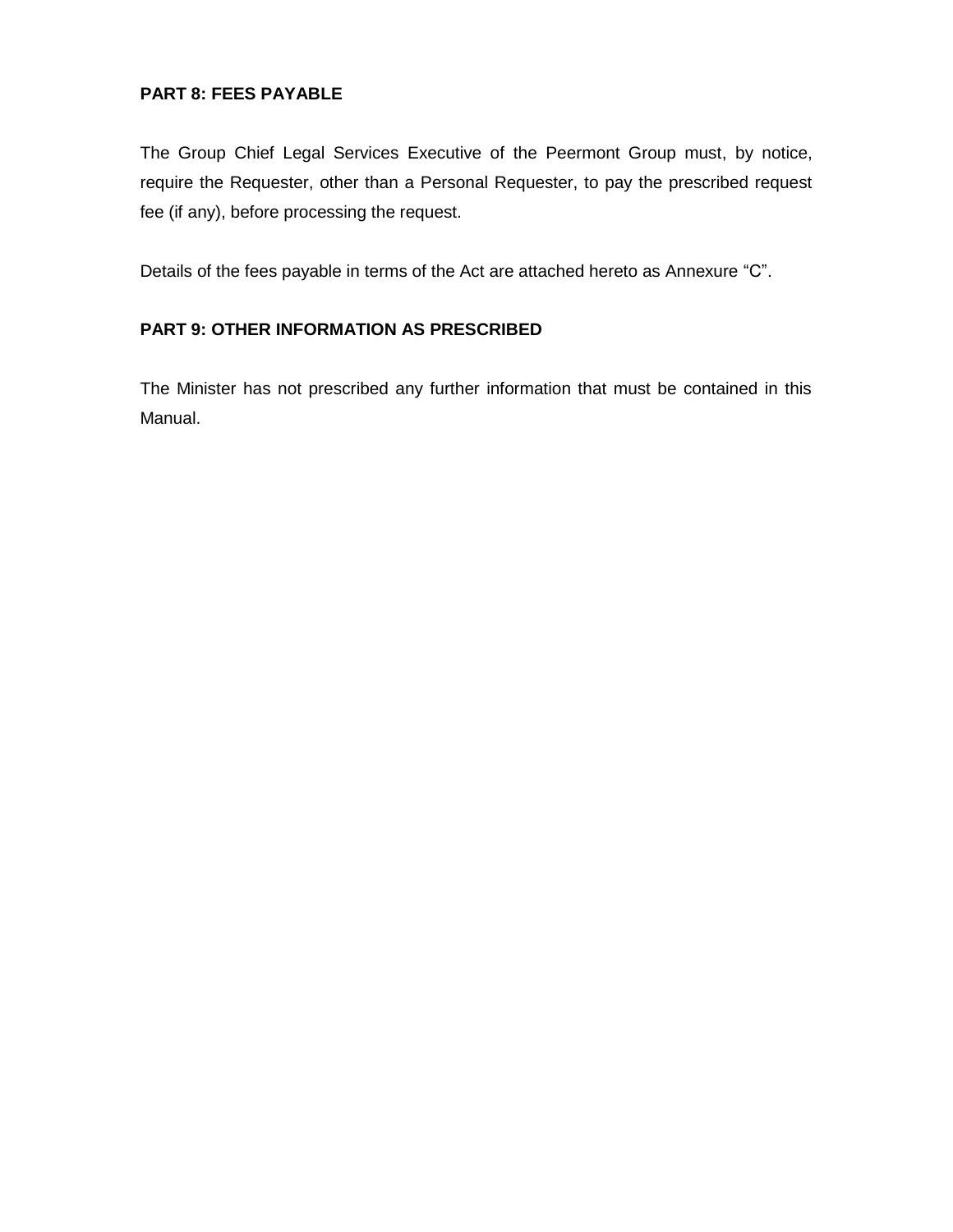## PART 8: FEES PAYABLE

The Group Chief Legal Services Executive of the Peermont Group must, by notice, require the Requester, other than a Personal Requester, to pay the prescribed request fee (if any), before processing the request.

Details of the fees payable in terms of the Act are attached hereto as Annexure "C".

## PART 9: OTHER INFORMATION AS PRESCRIBED

The Minister has not prescribed any further information that must be contained in this Manual.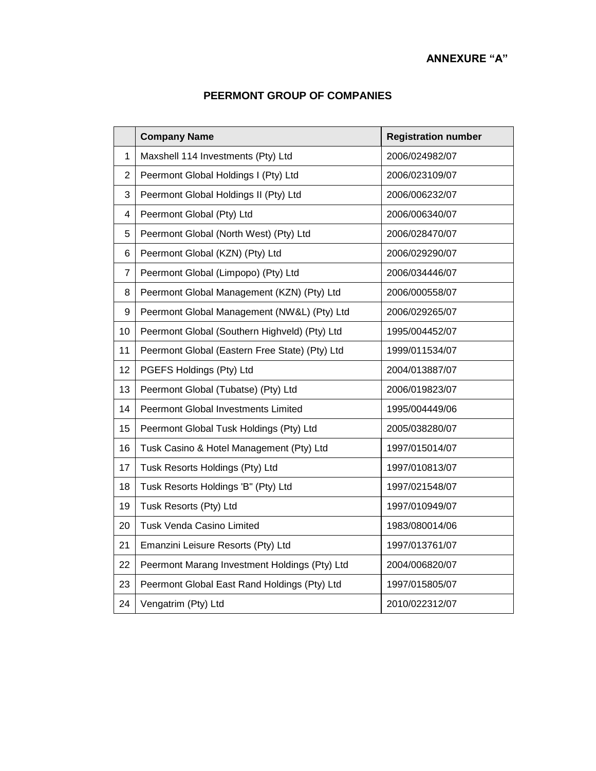**ANNEXURE "A"**

## PEERMONT GROUP OF COMPANIES

| | Company Name | Registration number |
|---|---|---|
| 1 | Maxshell 114 Investments (Pty) Ltd | 2006/024982/07 |
| 2 | Peermont Global Holdings I (Pty) Ltd | 2006/023109/07 |
| 3 | Peermont Global Holdings II (Pty) Ltd | 2006/006232/07 |
| 4 | Peermont Global (Pty) Ltd | 2006/006340/07 |
| 5 | Peermont Global (North West) (Pty) Ltd | 2006/028470/07 |
| 6 | Peermont Global (KZN) (Pty) Ltd | 2006/029290/07 |
| 7 | Peermont Global (Limpopo) (Pty) Ltd | 2006/034446/07 |
| 8 | Peermont Global Management (KZN) (Pty) Ltd | 2006/000558/07 |
| 9 | Peermont Global Management (NW&L) (Pty) Ltd | 2006/029265/07 |
| 10 | Peermont Global (Southern Highveld) (Pty) Ltd | 1995/004452/07 |
| 11 | Peermont Global (Eastern Free State) (Pty) Ltd | 1999/011534/07 |
| 12 | PGEFS Holdings (Pty) Ltd | 2004/013887/07 |
| 13 | Peermont Global (Tubatse) (Pty) Ltd | 2006/019823/07 |
| 14 | Peermont Global Investments Limited | 1995/004449/06 |
| 15 | Peermont Global Tusk Holdings (Pty) Ltd | 2005/038280/07 |
| 16 | Tusk Casino & Hotel Management (Pty) Ltd | 1997/015014/07 |
| 17 | Tusk Resorts Holdings (Pty) Ltd | 1997/010813/07 |
| 18 | Tusk Resorts Holdings 'B" (Pty) Ltd | 1997/021548/07 |
| 19 | Tusk Resorts (Pty) Ltd | 1997/010949/07 |
| 20 | Tusk Venda Casino Limited | 1983/080014/06 |
| 21 | Emanzini Leisure Resorts (Pty) Ltd | 1997/013761/07 |
| 22 | Peermont Marang Investment Holdings (Pty) Ltd | 2004/006820/07 |
| 23 | Peermont Global East Rand Holdings (Pty) Ltd | 1997/015805/07 |
| 24 | Vengatrim (Pty) Ltd | 2010/022312/07 |